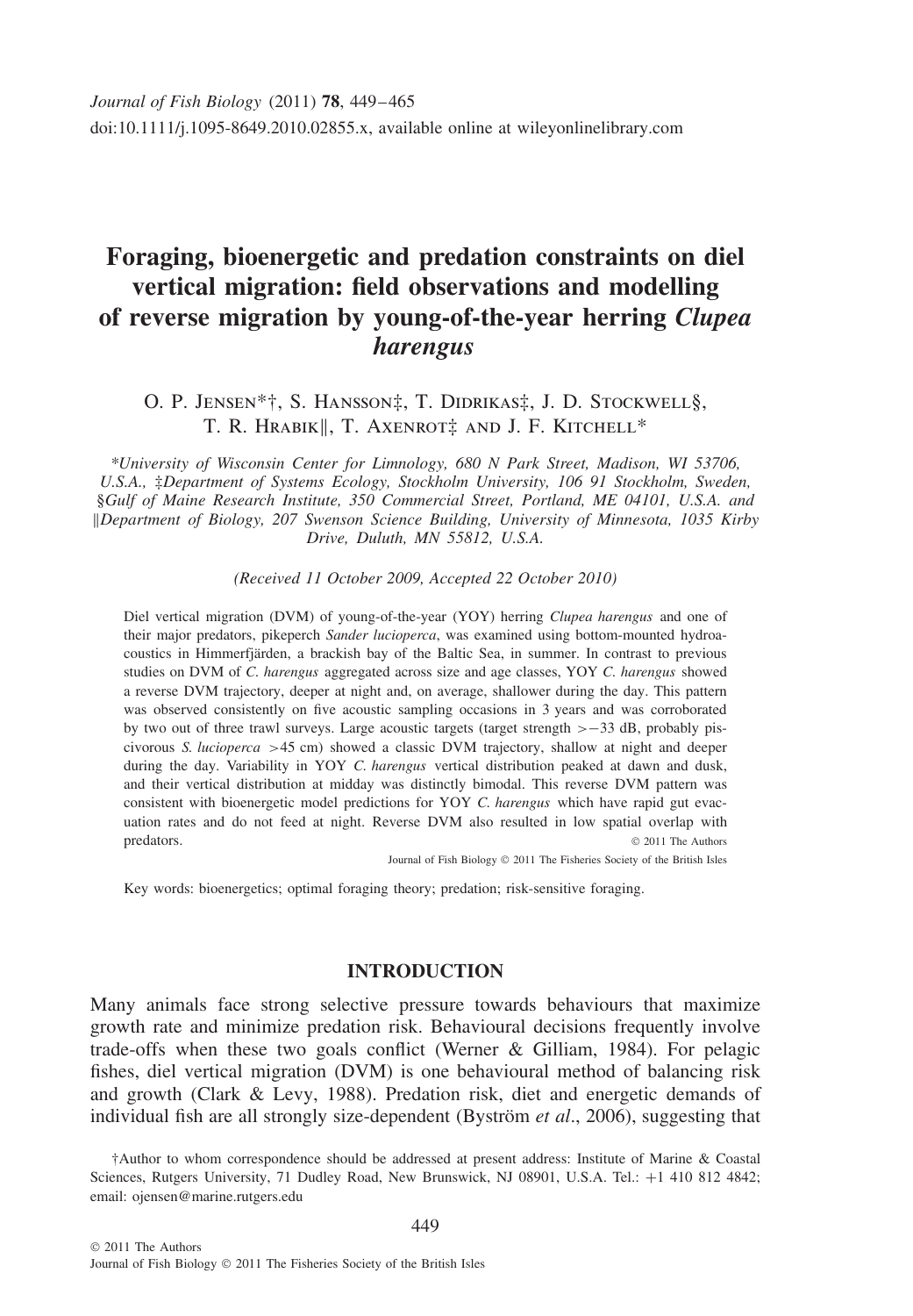Journal of Fish Biology (2011) **78**, 449–465
doi:10.1111/j.1095-8649.2010.02855.x, available online at wileyonlinelibrary.com

# Foraging, bioenergetic and predation constraints on diel vertical migration: field observations and modelling of reverse migration by young-of-the-year herring *Clupea harengus*

O. P. Jensen*†, S. Hansson‡, T. Didrikas‡, J. D. Stockwell§, T. R. Hrabik‖, T. Axenrot‡ and J. F. Kitchell*

**University of Wisconsin Center for Limnology, 680 N Park Street, Madison, WI 53706, U.S.A., ‡Department of Systems Ecology, Stockholm University, 106 91 Stockholm, Sweden, §Gulf of Maine Research Institute, 350 Commercial Street, Portland, ME 04101, U.S.A. and ‖Department of Biology, 207 Swenson Science Building, University of Minnesota, 1035 Kirby Drive, Duluth, MN 55812, U.S.A.*

*(Received 11 October 2009, Accepted 22 October 2010)*

Diel vertical migration (DVM) of young-of-the-year (YOY) herring *Clupea harengus* and one of their major predators, pikeperch *Sander lucioperca*, was examined using bottom-mounted hydroacoustics in Himmerfjärden, a brackish bay of the Baltic Sea, in summer. In contrast to previous studies on DVM of *C. harengus* aggregated across size and age classes, YOY *C. harengus* showed a reverse DVM trajectory, deeper at night and, on average, shallower during the day. This pattern was observed consistently on five acoustic sampling occasions in 3 years and was corroborated by two out of three trawl surveys. Large acoustic targets (target strength $>-33$ dB, probably piscivorous *S. lucioperca* $>45$ cm) showed a classic DVM trajectory, shallow at night and deeper during the day. Variability in YOY *C. harengus* vertical distribution peaked at dawn and dusk, and their vertical distribution at midday was distinctly bimodal. This reverse DVM pattern was consistent with bioenergetic model predictions for YOY *C. harengus* which have rapid gut evacuation rates and do not feed at night. Reverse DVM also resulted in low spatial overlap with predators.

© 2011 The Authors
Journal of Fish Biology © 2011 The Fisheries Society of the British Isles

Key words: bioenergetics; optimal foraging theory; predation; risk-sensitive foraging.

## INTRODUCTION

Many animals face strong selective pressure towards behaviours that maximize growth rate and minimize predation risk. Behavioural decisions frequently involve trade-offs when these two goals conflict (Werner & Gilliam, 1984). For pelagic fishes, diel vertical migration (DVM) is one behavioural method of balancing risk and growth (Clark & Levy, 1988). Predation risk, diet and energetic demands of individual fish are all strongly size-dependent (Byström *et al*., 2006), suggesting that

†Author to whom correspondence should be addressed at present address: Institute of Marine & Coastal Sciences, Rutgers University, 71 Dudley Road, New Brunswick, NJ 08901, U.S.A. Tel.: +1 410 812 4842; email: ojensen@marine.rutgers.edu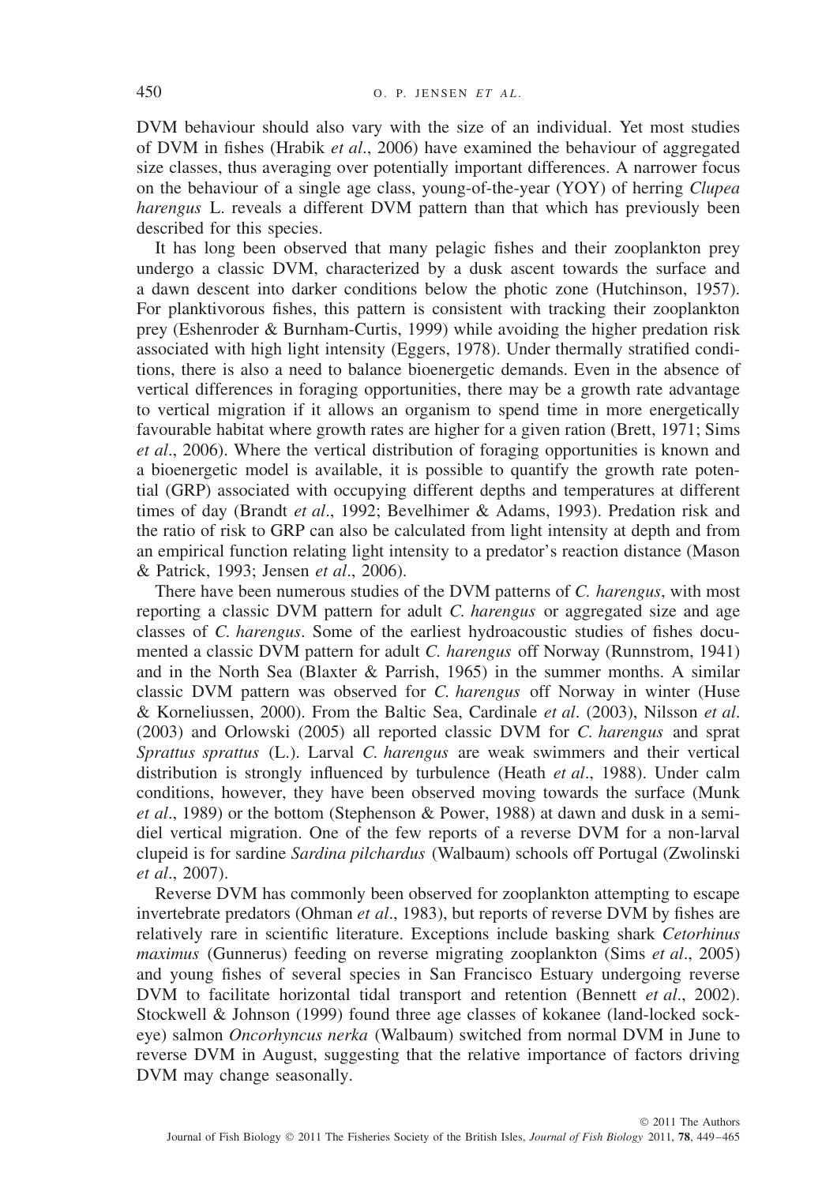DVM behaviour should also vary with the size of an individual. Yet most studies of DVM in fishes (Hrabik *et al*., 2006) have examined the behaviour of aggregated size classes, thus averaging over potentially important differences. A narrower focus on the behaviour of a single age class, young-of-the-year (YOY) of herring *Clupea harengus* L. reveals a different DVM pattern than that which has previously been described for this species.

It has long been observed that many pelagic fishes and their zooplankton prey undergo a classic DVM, characterized by a dusk ascent towards the surface and a dawn descent into darker conditions below the photic zone (Hutchinson, 1957). For planktivorous fishes, this pattern is consistent with tracking their zooplankton prey (Eshenroder & Burnham-Curtis, 1999) while avoiding the higher predation risk associated with high light intensity (Eggers, 1978). Under thermally stratified conditions, there is also a need to balance bioenergetic demands. Even in the absence of vertical differences in foraging opportunities, there may be a growth rate advantage to vertical migration if it allows an organism to spend time in more energetically favourable habitat where growth rates are higher for a given ration (Brett, 1971; Sims *et al*., 2006). Where the vertical distribution of foraging opportunities is known and a bioenergetic model is available, it is possible to quantify the growth rate potential (GRP) associated with occupying different depths and temperatures at different times of day (Brandt *et al*., 1992; Bevelhimer & Adams, 1993). Predation risk and the ratio of risk to GRP can also be calculated from light intensity at depth and from an empirical function relating light intensity to a predator's reaction distance (Mason & Patrick, 1993; Jensen *et al*., 2006).

There have been numerous studies of the DVM patterns of *C. harengus*, with most reporting a classic DVM pattern for adult *C. harengus* or aggregated size and age classes of *C. harengus*. Some of the earliest hydroacoustic studies of fishes documented a classic DVM pattern for adult *C. harengus* off Norway (Runnstrom, 1941) and in the North Sea (Blaxter & Parrish, 1965) in the summer months. A similar classic DVM pattern was observed for *C. harengus* off Norway in winter (Huse & Korneliussen, 2000). From the Baltic Sea, Cardinale *et al*. (2003), Nilsson *et al*. (2003) and Orlowski (2005) all reported classic DVM for *C. harengus* and sprat *Sprattus sprattus* (L.). Larval *C. harengus* are weak swimmers and their vertical distribution is strongly influenced by turbulence (Heath *et al*., 1988). Under calm conditions, however, they have been observed moving towards the surface (Munk *et al*., 1989) or the bottom (Stephenson & Power, 1988) at dawn and dusk in a semi-diel vertical migration. One of the few reports of a reverse DVM for a non-larval clupeid is for sardine *Sardina pilchardus* (Walbaum) schools off Portugal (Zwolinski *et al*., 2007).

Reverse DVM has commonly been observed for zooplankton attempting to escape invertebrate predators (Ohman *et al*., 1983), but reports of reverse DVM by fishes are relatively rare in scientific literature. Exceptions include basking shark *Cetorhinus maximus* (Gunnerus) feeding on reverse migrating zooplankton (Sims *et al*., 2005) and young fishes of several species in San Francisco Estuary undergoing reverse DVM to facilitate horizontal tidal transport and retention (Bennett *et al*., 2002). Stockwell & Johnson (1999) found three age classes of kokanee (land-locked sockeye) salmon *Oncorhyncus nerka* (Walbaum) switched from normal DVM in June to reverse DVM in August, suggesting that the relative importance of factors driving DVM may change seasonally.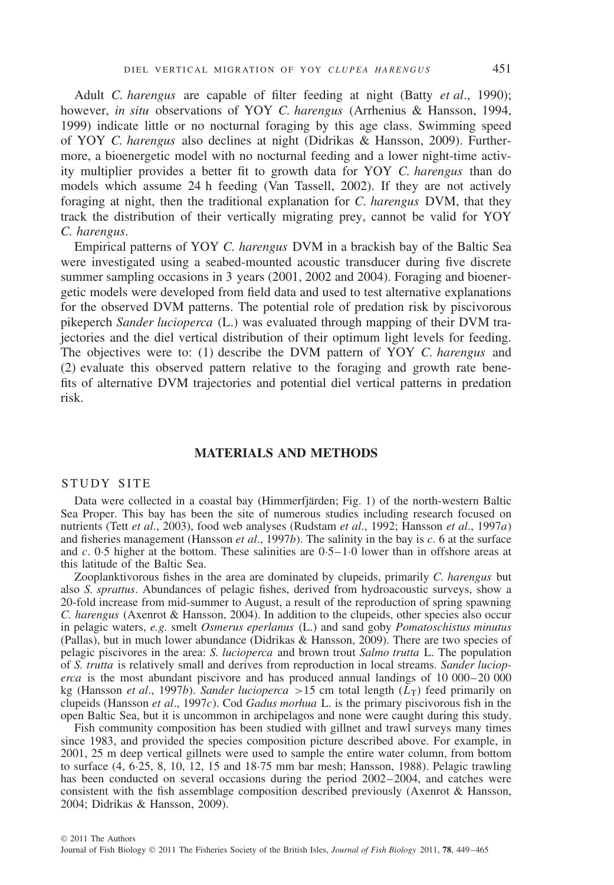Adult *C. harengus* are capable of filter feeding at night (Batty *et al*., 1990); however, *in situ* observations of YOY *C. harengus* (Arrhenius & Hansson, 1994, 1999) indicate little or no nocturnal foraging by this age class. Swimming speed of YOY *C. harengus* also declines at night (Didrikas & Hansson, 2009). Furthermore, a bioenergetic model with no nocturnal feeding and a lower night-time activity multiplier provides a better fit to growth data for YOY *C. harengus* than do models which assume 24 h feeding (Van Tassell, 2002). If they are not actively foraging at night, then the traditional explanation for *C. harengus* DVM, that they track the distribution of their vertically migrating prey, cannot be valid for YOY *C. harengus*.

Empirical patterns of YOY *C. harengus* DVM in a brackish bay of the Baltic Sea were investigated using a seabed-mounted acoustic transducer during five discrete summer sampling occasions in 3 years (2001, 2002 and 2004). Foraging and bioenergetic models were developed from field data and used to test alternative explanations for the observed DVM patterns. The potential role of predation risk by piscivorous pikeperch *Sander lucioperca* (L.) was evaluated through mapping of their DVM trajectories and the diel vertical distribution of their optimum light levels for feeding. The objectives were to: (1) describe the DVM pattern of YOY *C. harengus* and (2) evaluate this observed pattern relative to the foraging and growth rate benefits of alternative DVM trajectories and potential diel vertical patterns in predation risk.

## MATERIALS AND METHODS

### STUDY SITE

Data were collected in a coastal bay (Himmerfjärden; Fig. 1) of the north-western Baltic Sea Proper. This bay has been the site of numerous studies including research focused on nutrients (Tett *et al*., 2003), food web analyses (Rudstam *et al*., 1992; Hansson *et al*., 1997*a*) and fisheries management (Hansson *et al*., 1997*b*). The salinity in the bay is *c*. 6 at the surface and *c*. 0·5 higher at the bottom. These salinities are 0·5–1·0 lower than in offshore areas at this latitude of the Baltic Sea.

Zooplanktivorous fishes in the area are dominated by clupeids, primarily *C. harengus* but also *S. sprattus*. Abundances of pelagic fishes, derived from hydroacoustic surveys, show a 20-fold increase from mid-summer to August, a result of the reproduction of spring spawning *C. harengus* (Axenrot & Hansson, 2004). In addition to the clupeids, other species also occur in pelagic waters, *e.g.* smelt *Osmerus eperlanus* (L.) and sand goby *Pomatoschistus minutus* (Pallas), but in much lower abundance (Didrikas & Hansson, 2009). There are two species of pelagic piscivores in the area: *S. lucioperca* and brown trout *Salmo trutta* L. The population of *S. trutta* is relatively small and derives from reproduction in local streams. *Sander lucioperca* is the most abundant piscivore and has produced annual landings of 10 000–20 000 kg (Hansson *et al*., 1997*b*). *Sander lucioperca* >15 cm total length ($L_T$) feed primarily on clupeids (Hansson *et al*., 1997*c*). Cod *Gadus morhua* L. is the primary piscivorous fish in the open Baltic Sea, but it is uncommon in archipelagos and none were caught during this study.

Fish community composition has been studied with gillnet and trawl surveys many times since 1983, and provided the species composition picture described above. For example, in 2001, 25 m deep vertical gillnets were used to sample the entire water column, from bottom to surface (4, 6·25, 8, 10, 12, 15 and 18·75 mm bar mesh; Hansson, 1988). Pelagic trawling has been conducted on several occasions during the period 2002–2004, and catches were consistent with the fish assemblage composition described previously (Axenrot & Hansson, 2004; Didrikas & Hansson, 2009).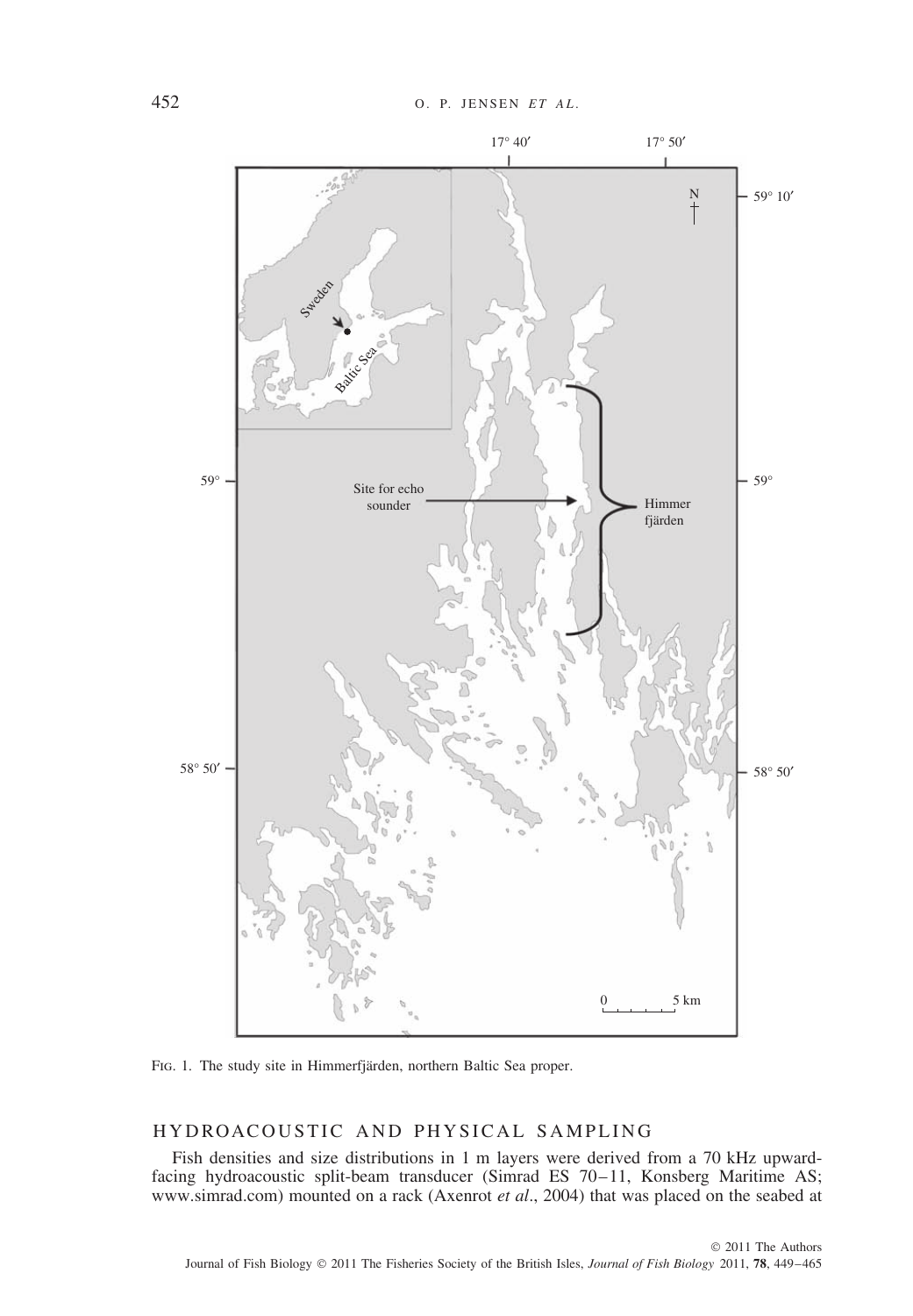FIG. 1. The study site in Himmerfjärden, northern Baltic Sea proper.

## HYDROACOUSTIC AND PHYSICAL SAMPLING

Fish densities and size distributions in 1 m layers were derived from a 70 kHz upward-facing hydroacoustic split-beam transducer (Simrad ES 70–11, Konsberg Maritime AS; www.simrad.com) mounted on a rack (Axenrot *et al*., 2004) that was placed on the seabed at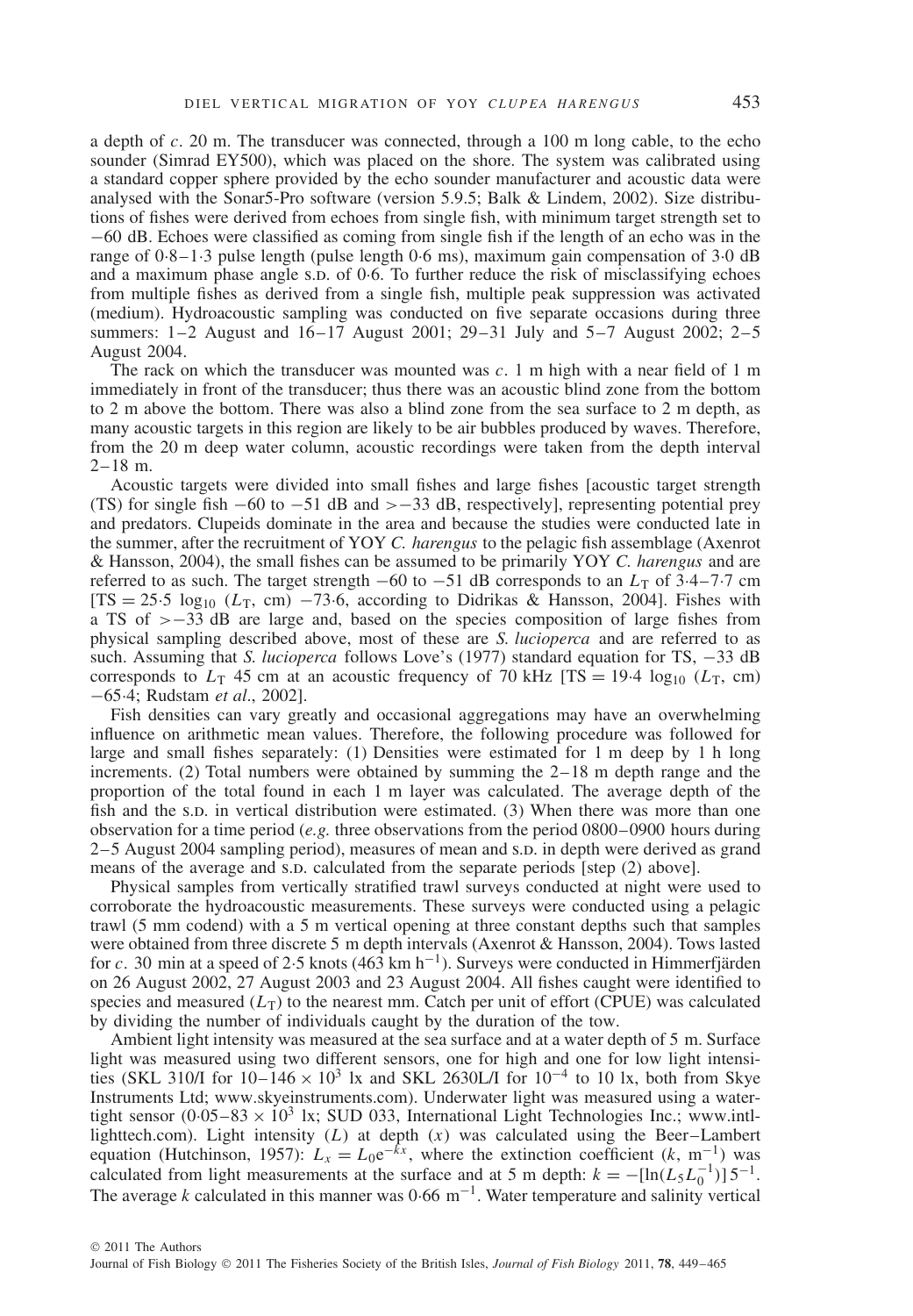a depth of *c*. 20 m. The transducer was connected, through a 100 m long cable, to the echo sounder (Simrad EY500), which was placed on the shore. The system was calibrated using a standard copper sphere provided by the echo sounder manufacturer and acoustic data were analysed with the Sonar5-Pro software (version 5.9.5; Balk & Lindem, 2002). Size distributions of fishes were derived from echoes from single fish, with minimum target strength set to −60 dB. Echoes were classified as coming from single fish if the length of an echo was in the range of 0·8–1·3 pulse length (pulse length 0·6 ms), maximum gain compensation of 3·0 dB and a maximum phase angle S.D. of 0·6. To further reduce the risk of misclassifying echoes from multiple fishes as derived from a single fish, multiple peak suppression was activated (medium). Hydroacoustic sampling was conducted on five separate occasions during three summers: 1–2 August and 16–17 August 2001; 29–31 July and 5–7 August 2002; 2–5 August 2004.

The rack on which the transducer was mounted was *c*. 1 m high with a near field of 1 m immediately in front of the transducer; thus there was an acoustic blind zone from the bottom to 2 m above the bottom. There was also a blind zone from the sea surface to 2 m depth, as many acoustic targets in this region are likely to be air bubbles produced by waves. Therefore, from the 20 m deep water column, acoustic recordings were taken from the depth interval 2–18 m.

Acoustic targets were divided into small fishes and large fishes [acoustic target strength (TS) for single fish −60 to −51 dB and >−33 dB, respectively], representing potential prey and predators. Clupeids dominate in the area and because the studies were conducted late in the summer, after the recruitment of YOY *C. harengus* to the pelagic fish assemblage (Axenrot & Hansson, 2004), the small fishes can be assumed to be primarily YOY *C. harengus* and are referred to as such. The target strength −60 to −51 dB corresponds to an $L_T$ of 3·4–7·7 cm [$TS = 25{\cdot}5 \log_{10} (L_T, \text{cm}) - 73{\cdot}6$, according to Didrikas & Hansson, 2004]. Fishes with a TS of >−33 dB are large and, based on the species composition of large fishes from physical sampling described above, most of these are *S. lucioperca* and are referred to as such. Assuming that *S. lucioperca* follows Love's (1977) standard equation for TS, −33 dB corresponds to $L_T$ 45 cm at an acoustic frequency of 70 kHz [$TS = 19{\cdot}4 \log_{10} (L_T, \text{cm}) - 65{\cdot}4$; Rudstam *et al*., 2002].

Fish densities can vary greatly and occasional aggregations may have an overwhelming influence on arithmetic mean values. Therefore, the following procedure was followed for large and small fishes separately: (1) Densities were estimated for 1 m deep by 1 h long increments. (2) Total numbers were obtained by summing the 2–18 m depth range and the proportion of the total found in each 1 m layer was calculated. The average depth of the fish and the S.D. in vertical distribution were estimated. (3) When there was more than one observation for a time period (*e.g.* three observations from the period 0800–0900 hours during 2–5 August 2004 sampling period), measures of mean and S.D. in depth were derived as grand means of the average and S.D. calculated from the separate periods [step (2) above].

Physical samples from vertically stratified trawl surveys conducted at night were used to corroborate the hydroacoustic measurements. These surveys were conducted using a pelagic trawl (5 mm codend) with a 5 m vertical opening at three constant depths such that samples were obtained from three discrete 5 m depth intervals (Axenrot & Hansson, 2004). Tows lasted for *c*. 30 min at a speed of 2·5 knots (463 km $h^{-1}$). Surveys were conducted in Himmerfjärden on 26 August 2002, 27 August 2003 and 23 August 2004. All fishes caught were identified to species and measured ($L_T$) to the nearest mm. Catch per unit of effort (CPUE) was calculated by dividing the number of individuals caught by the duration of the tow.

Ambient light intensity was measured at the sea surface and at a water depth of 5 m. Surface light was measured using two different sensors, one for high and one for low light intensities (SKL 310/I for $10–146 \times 10^3$ lx and SKL 2630L/I for $10^{-4}$ to 10 lx, both from Skye Instruments Ltd; www.skyeinstruments.com). Underwater light was measured using a watertight sensor ($0{\cdot}05–83 \times 10^3$ lx; SUD 033, International Light Technologies Inc.; www.intl-lighttech.com). Light intensity ($L$) at depth ($x$) was calculated using the Beer–Lambert equation (Hutchinson, 1957): $L_x = L_0 e^{-kx}$, where the extinction coefficient ($k$, $m^{-1}$) was calculated from light measurements at the surface and at 5 m depth: $k = -[\ln(L_5 L_0^{-1})]\, 5^{-1}$. The average $k$ calculated in this manner was 0·66 $m^{-1}$. Water temperature and salinity vertical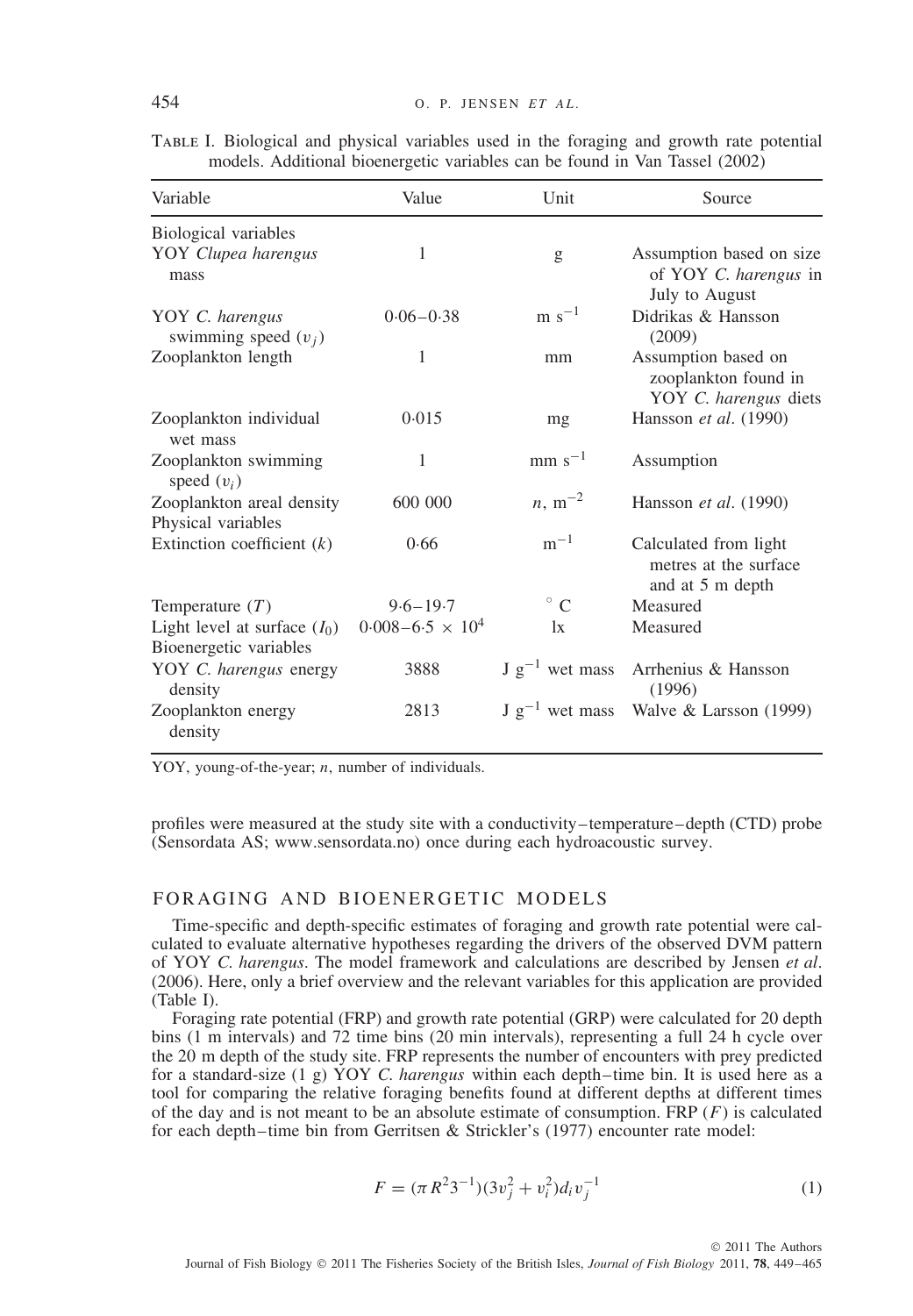Table I. Biological and physical variables used in the foraging and growth rate potential models. Additional bioenergetic variables can be found in Van Tassel (2002)

| Variable | Value | Unit | Source |
|---|---|---|---|
| Biological variables | | | |
| YOY *Clupea harengus* mass | 1 | g | Assumption based on size of YOY *C. harengus* in July to August |
| YOY *C. harengus* swimming speed ($v_j$) | 0·06–0·38 | m s$^{-1}$ | Didrikas & Hansson (2009) |
| Zooplankton length | 1 | mm | Assumption based on zooplankton found in YOY *C. harengus* diets |
| Zooplankton individual wet mass | 0·015 | mg | Hansson *et al*. (1990) |
| Zooplankton swimming speed ($v_i$) | 1 | mm s$^{-1}$ | Assumption |
| Zooplankton areal density | 600 000 | $n$, m$^{-2}$ | Hansson *et al*. (1990) |
| Physical variables | | | |
| Extinction coefficient ($k$) | 0·66 | m$^{-1}$ | Calculated from light metres at the surface and at 5 m depth |
| Temperature ($T$) | 9·6–19·7 | $^\circ$ C | Measured |
| Light level at surface ($I_0$) | 0·008–6·5 × 10$^4$ | lx | Measured |
| Bioenergetic variables | | | |
| YOY *C. harengus* energy density | 3888 | J g$^{-1}$ wet mass | Arrhenius & Hansson (1996) |
| Zooplankton energy density | 2813 | J g$^{-1}$ wet mass | Walve & Larsson (1999) |

YOY, young-of-the-year; $n$, number of individuals.

profiles were measured at the study site with a conductivity–temperature–depth (CTD) probe (Sensordata AS; www.sensordata.no) once during each hydroacoustic survey.

## FORAGING AND BIOENERGETIC MODELS

Time-specific and depth-specific estimates of foraging and growth rate potential were calculated to evaluate alternative hypotheses regarding the drivers of the observed DVM pattern of YOY *C. harengus*. The model framework and calculations are described by Jensen *et al*. (2006). Here, only a brief overview and the relevant variables for this application are provided (Table I).

Foraging rate potential (FRP) and growth rate potential (GRP) were calculated for 20 depth bins (1 m intervals) and 72 time bins (20 min intervals), representing a full 24 h cycle over the 20 m depth of the study site. FRP represents the number of encounters with prey predicted for a standard-size (1 g) YOY *C. harengus* within each depth–time bin. It is used here as a tool for comparing the relative foraging benefits found at different depths at different times of the day and is not meant to be an absolute estimate of consumption. FRP ($F$) is calculated for each depth–time bin from Gerritsen & Strickler's (1977) encounter rate model:

$$F = (\pi R^2 3^{-1})(3v_j^2 + v_i^2)d_i v_j^{-1} \quad (1)$$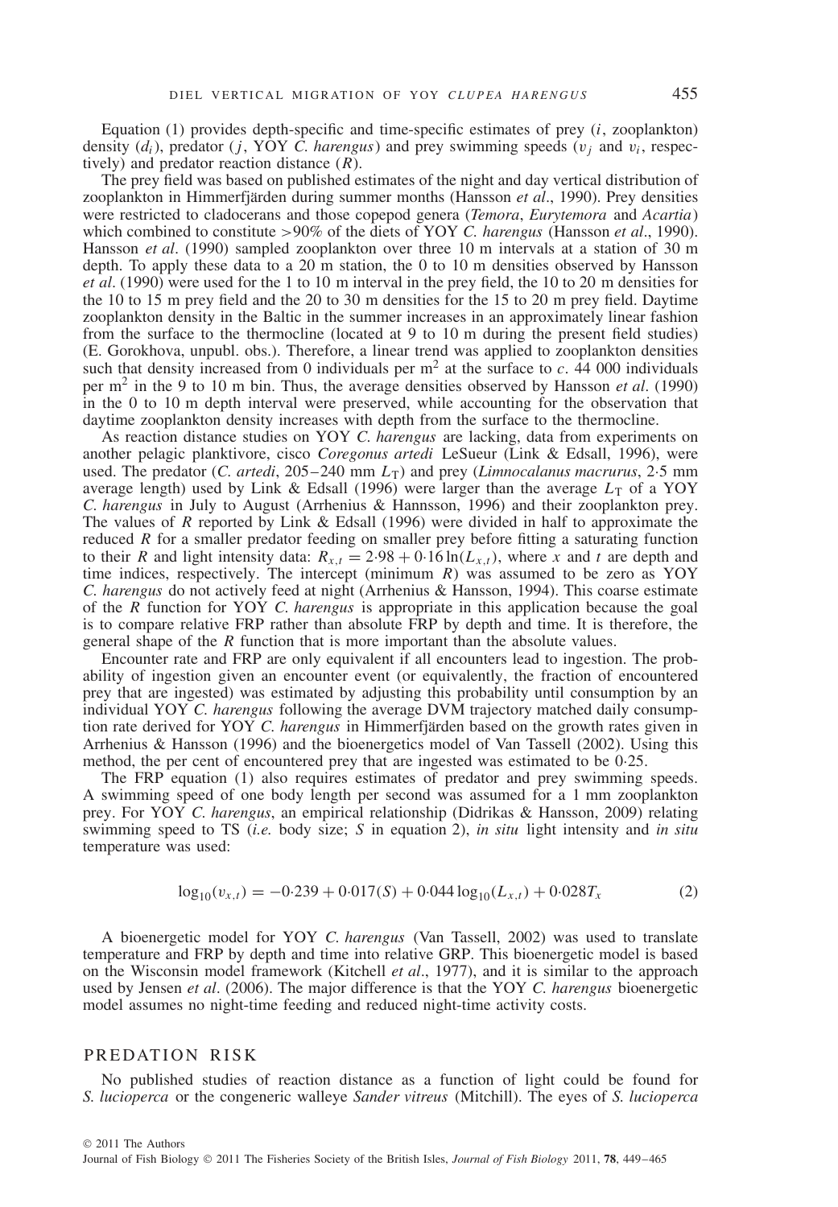Equation (1) provides depth-specific and time-specific estimates of prey ($i$, zooplankton) density ($d_i$), predator ($j$, YOY *C. harengus*) and prey swimming speeds ($v_j$ and $v_i$, respectively) and predator reaction distance ($R$).

The prey field was based on published estimates of the night and day vertical distribution of zooplankton in Himmerfjärden during summer months (Hansson *et al*., 1990). Prey densities were restricted to cladocerans and those copepod genera (*Temora*, *Eurytemora* and *Acartia*) which combined to constitute >90% of the diets of YOY *C. harengus* (Hansson *et al*., 1990). Hansson *et al*. (1990) sampled zooplankton over three 10 m intervals at a station of 30 m depth. To apply these data to a 20 m station, the 0 to 10 m densities observed by Hansson *et al*. (1990) were used for the 1 to 10 m interval in the prey field, the 10 to 20 m densities for the 10 to 15 m prey field and the 20 to 30 m densities for the 15 to 20 m prey field. Daytime zooplankton density in the Baltic in the summer increases in an approximately linear fashion from the surface to the thermocline (located at 9 to 10 m during the present field studies) (E. Gorokhova, unpubl. obs.). Therefore, a linear trend was applied to zooplankton densities such that density increased from 0 individuals per $m^2$ at the surface to *c*. 44 000 individuals per $m^2$ in the 9 to 10 m bin. Thus, the average densities observed by Hansson *et al*. (1990) in the 0 to 10 m depth interval were preserved, while accounting for the observation that daytime zooplankton density increases with depth from the surface to the thermocline.

As reaction distance studies on YOY *C. harengus* are lacking, data from experiments on another pelagic planktivore, cisco *Coregonus artedi* LeSueur (Link & Edsall, 1996), were used. The predator (*C. artedi*, 205–240 mm $L_T$) and prey (*Limnocalanus macrurus*, 2·5 mm average length) used by Link & Edsall (1996) were larger than the average $L_T$ of a YOY *C. harengus* in July to August (Arrhenius & Hannsson, 1996) and their zooplankton prey. The values of $R$ reported by Link & Edsall (1996) were divided in half to approximate the reduced $R$ for a smaller predator feeding on smaller prey before fitting a saturating function to their $R$ and light intensity data: $R_{x,t} = 2{\cdot}98 + 0{\cdot}16 \ln(L_{x,t})$, where $x$ and $t$ are depth and time indices, respectively. The intercept (minimum $R$) was assumed to be zero as YOY *C. harengus* do not actively feed at night (Arrhenius & Hansson, 1994). This coarse estimate of the $R$ function for YOY *C. harengus* is appropriate in this application because the goal is to compare relative FRP rather than absolute FRP by depth and time. It is therefore, the general shape of the $R$ function that is more important than the absolute values.

Encounter rate and FRP are only equivalent if all encounters lead to ingestion. The probability of ingestion given an encounter event (or equivalently, the fraction of encountered prey that are ingested) was estimated by adjusting this probability until consumption by an individual YOY *C. harengus* following the average DVM trajectory matched daily consumption rate derived for YOY *C. harengus* in Himmerfjärden based on the growth rates given in Arrhenius & Hansson (1996) and the bioenergetics model of Van Tassell (2002). Using this method, the per cent of encountered prey that are ingested was estimated to be 0·25.

The FRP equation (1) also requires estimates of predator and prey swimming speeds. A swimming speed of one body length per second was assumed for a 1 mm zooplankton prey. For YOY *C. harengus*, an empirical relationship (Didrikas & Hansson, 2009) relating swimming speed to TS (*i.e.* body size; $S$ in equation 2), *in situ* light intensity and *in situ* temperature was used:

$$\log_{10}(v_{x,t}) = -0{\cdot}239 + 0{\cdot}017(S) + 0{\cdot}044 \log_{10}(L_{x,t}) + 0{\cdot}028T_x \qquad (2)$$

A bioenergetic model for YOY *C. harengus* (Van Tassell, 2002) was used to translate temperature and FRP by depth and time into relative GRP. This bioenergetic model is based on the Wisconsin model framework (Kitchell *et al*., 1977), and it is similar to the approach used by Jensen *et al*. (2006). The major difference is that the YOY *C. harengus* bioenergetic model assumes no night-time feeding and reduced night-time activity costs.

## PREDATION RISK

No published studies of reaction distance as a function of light could be found for *S. lucioperca* or the congeneric walleye *Sander vitreus* (Mitchill). The eyes of *S. lucioperca*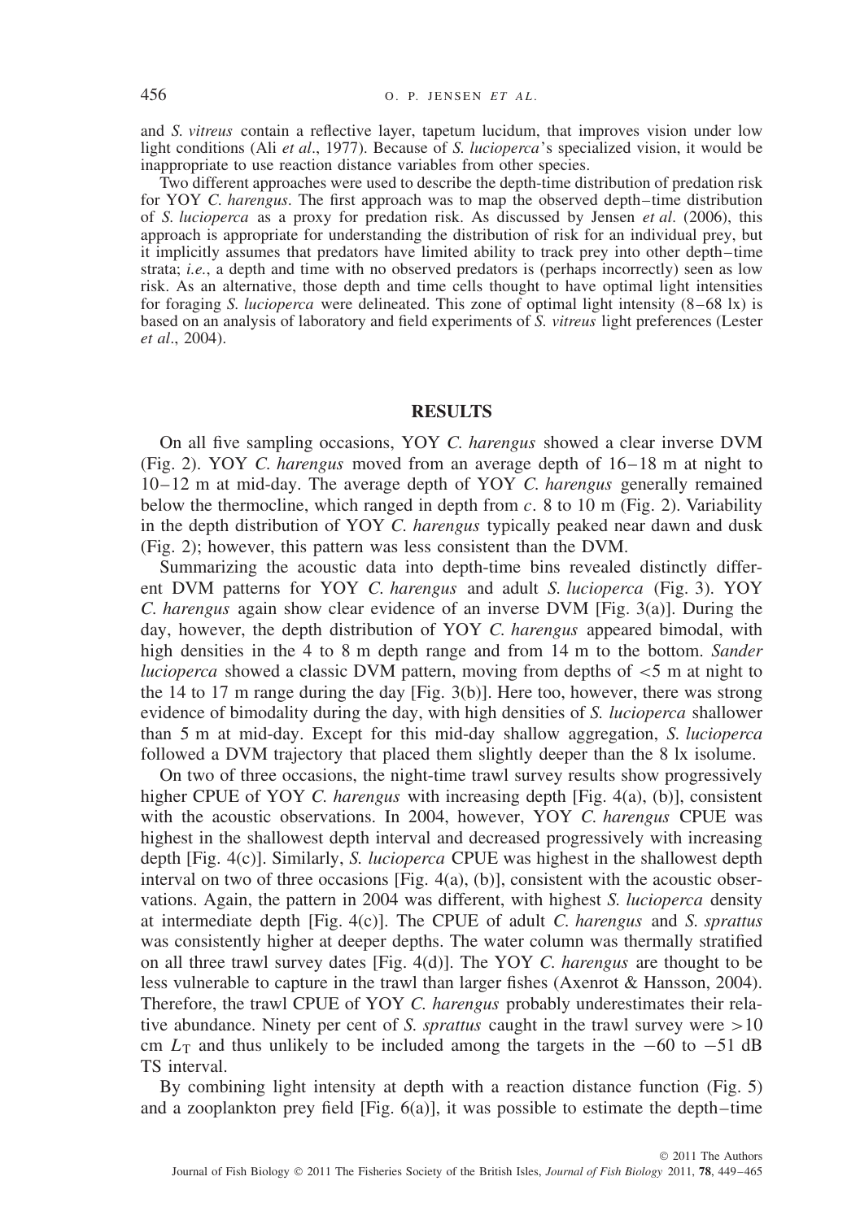and *S. vitreus* contain a reflective layer, tapetum lucidum, that improves vision under low light conditions (Ali *et al*., 1977). Because of *S. lucioperca*'s specialized vision, it would be inappropriate to use reaction distance variables from other species.

Two different approaches were used to describe the depth-time distribution of predation risk for YOY *C. harengus*. The first approach was to map the observed depth–time distribution of *S. lucioperca* as a proxy for predation risk. As discussed by Jensen *et al*. (2006), this approach is appropriate for understanding the distribution of risk for an individual prey, but it implicitly assumes that predators have limited ability to track prey into other depth–time strata; *i.e.*, a depth and time with no observed predators is (perhaps incorrectly) seen as low risk. As an alternative, those depth and time cells thought to have optimal light intensities for foraging *S. lucioperca* were delineated. This zone of optimal light intensity (8–68 lx) is based on an analysis of laboratory and field experiments of *S. vitreus* light preferences (Lester *et al*., 2004).

## RESULTS

On all five sampling occasions, YOY *C. harengus* showed a clear inverse DVM (Fig. 2). YOY *C. harengus* moved from an average depth of 16–18 m at night to 10–12 m at mid-day. The average depth of YOY *C. harengus* generally remained below the thermocline, which ranged in depth from *c*. 8 to 10 m (Fig. 2). Variability in the depth distribution of YOY *C. harengus* typically peaked near dawn and dusk (Fig. 2); however, this pattern was less consistent than the DVM.

Summarizing the acoustic data into depth-time bins revealed distinctly different DVM patterns for YOY *C. harengus* and adult *S. lucioperca* (Fig. 3). YOY *C. harengus* again show clear evidence of an inverse DVM [Fig. 3(a)]. During the day, however, the depth distribution of YOY *C. harengus* appeared bimodal, with high densities in the 4 to 8 m depth range and from 14 m to the bottom. *Sander lucioperca* showed a classic DVM pattern, moving from depths of $<5$ m at night to the 14 to 17 m range during the day [Fig. 3(b)]. Here too, however, there was strong evidence of bimodality during the day, with high densities of *S. lucioperca* shallower than 5 m at mid-day. Except for this mid-day shallow aggregation, *S. lucioperca* followed a DVM trajectory that placed them slightly deeper than the 8 lx isolume.

On two of three occasions, the night-time trawl survey results show progressively higher CPUE of YOY *C. harengus* with increasing depth [Fig. 4(a), (b)], consistent with the acoustic observations. In 2004, however, YOY *C. harengus* CPUE was highest in the shallowest depth interval and decreased progressively with increasing depth [Fig. 4(c)]. Similarly, *S. lucioperca* CPUE was highest in the shallowest depth interval on two of three occasions [Fig. 4(a), (b)], consistent with the acoustic observations. Again, the pattern in 2004 was different, with highest *S. lucioperca* density at intermediate depth [Fig. 4(c)]. The CPUE of adult *C. harengus* and *S. sprattus* was consistently higher at deeper depths. The water column was thermally stratified on all three trawl survey dates [Fig. 4(d)]. The YOY *C. harengus* are thought to be less vulnerable to capture in the trawl than larger fishes (Axenrot & Hansson, 2004). Therefore, the trawl CPUE of YOY *C. harengus* probably underestimates their relative abundance. Ninety per cent of *S. sprattus* caught in the trawl survey were $>10$ cm $L_T$ and thus unlikely to be included among the targets in the $-60$ to $-51$ dB TS interval.

By combining light intensity at depth with a reaction distance function (Fig. 5) and a zooplankton prey field [Fig. 6(a)], it was possible to estimate the depth–time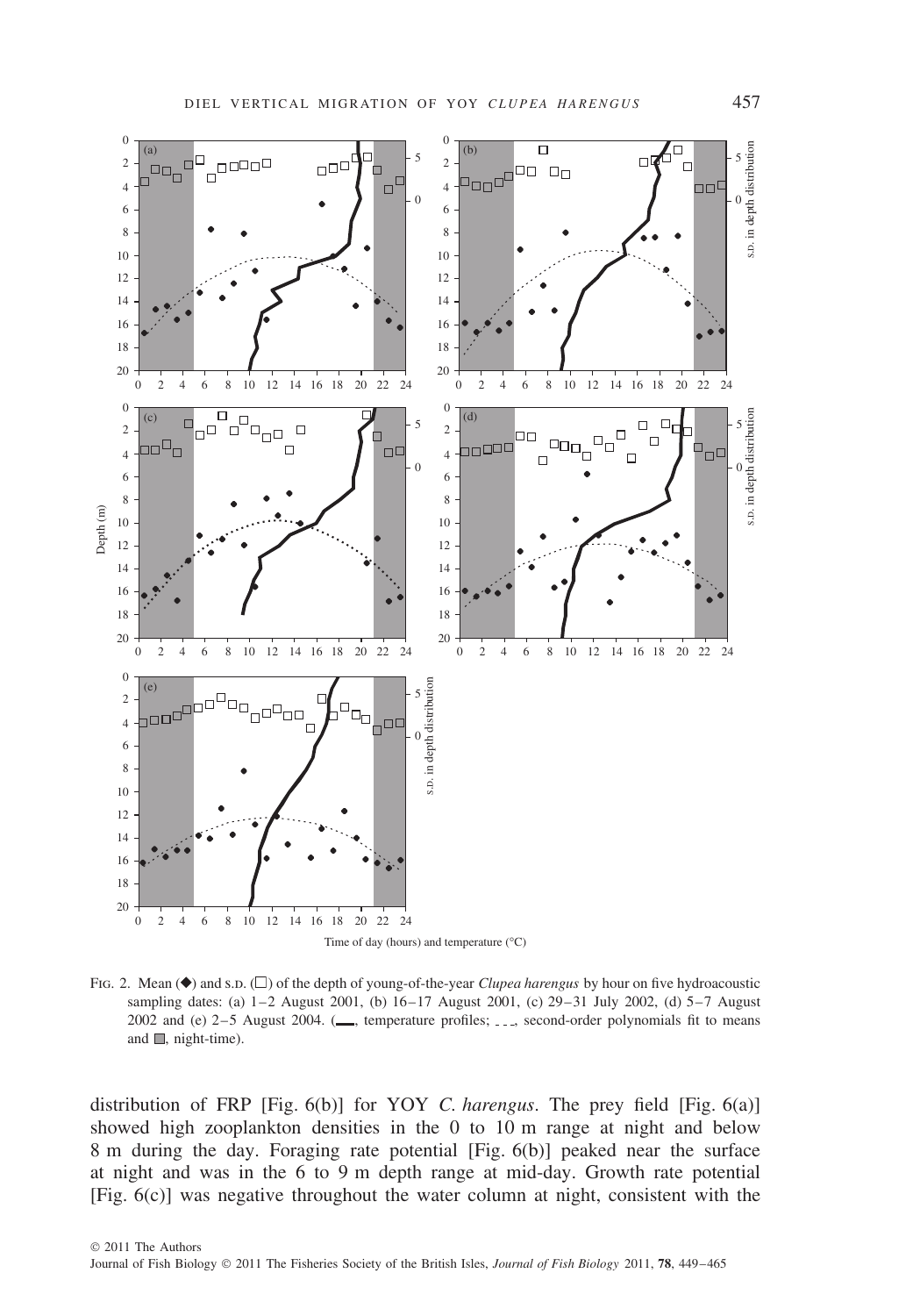Fig. 2. Mean (◆) and s.d. (□) of the depth of young-of-the-year *Clupea harengus* by hour on five hydroacoustic sampling dates: (a) 1–2 August 2001, (b) 16–17 August 2001, (c) 29–31 July 2002, (d) 5–7 August 2002 and (e) 2–5 August 2004. (——, temperature profiles; - - -, second-order polynomials fit to means and ■, night-time).

distribution of FRP [Fig. 6(b)] for YOY *C. harengus*. The prey field [Fig. 6(a)] showed high zooplankton densities in the 0 to 10 m range at night and below 8 m during the day. Foraging rate potential [Fig. 6(b)] peaked near the surface at night and was in the 6 to 9 m depth range at mid-day. Growth rate potential [Fig. 6(c)] was negative throughout the water column at night, consistent with the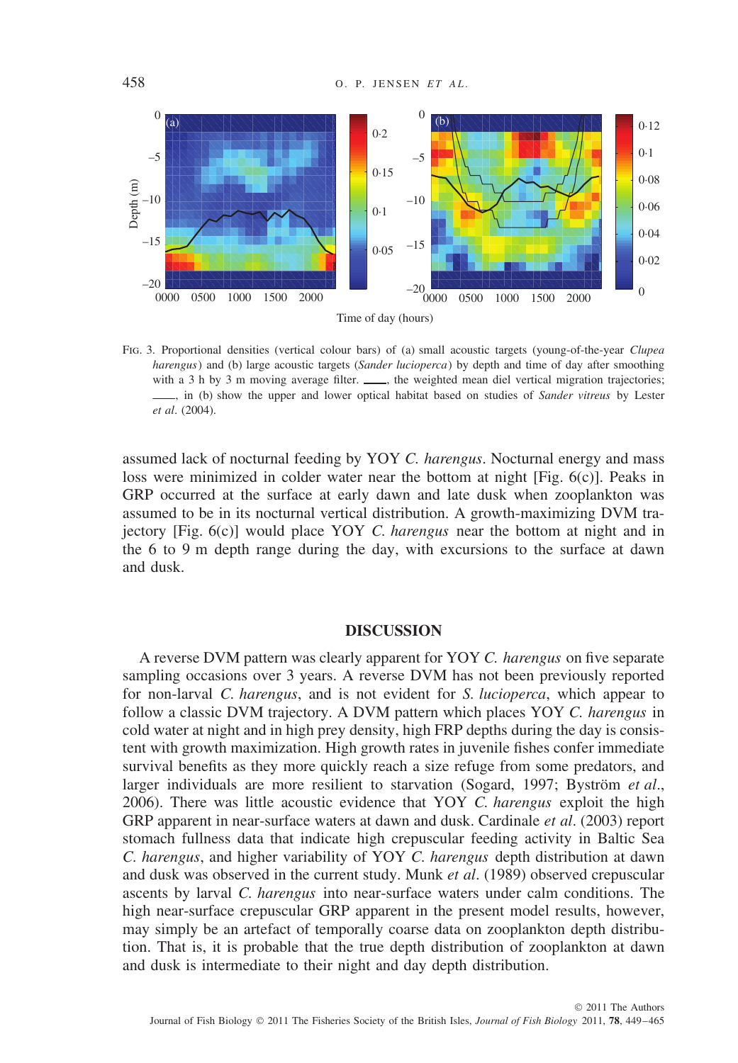Fig. 3. Proportional densities (vertical colour bars) of (a) small acoustic targets (young-of-the-year *Clupea harengus*) and (b) large acoustic targets (*Sander lucioperca*) by depth and time of day after smoothing with a 3 h by 3 m moving average filter. ——, the weighted mean diel vertical migration trajectories; ——, in (b) show the upper and lower optical habitat based on studies of *Sander vitreus* by Lester *et al*. (2004).

assumed lack of nocturnal feeding by YOY *C. harengus*. Nocturnal energy and mass loss were minimized in colder water near the bottom at night [Fig. 6(c)]. Peaks in GRP occurred at the surface at early dawn and late dusk when zooplankton was assumed to be in its nocturnal vertical distribution. A growth-maximizing DVM trajectory [Fig. 6(c)] would place YOY *C. harengus* near the bottom at night and in the 6 to 9 m depth range during the day, with excursions to the surface at dawn and dusk.

## DISCUSSION

A reverse DVM pattern was clearly apparent for YOY *C. harengus* on five separate sampling occasions over 3 years. A reverse DVM has not been previously reported for non-larval *C. harengus*, and is not evident for *S. lucioperca*, which appear to follow a classic DVM trajectory. A DVM pattern which places YOY *C. harengus* in cold water at night and in high prey density, high FRP depths during the day is consistent with growth maximization. High growth rates in juvenile fishes confer immediate survival benefits as they more quickly reach a size refuge from some predators, and larger individuals are more resilient to starvation (Sogard, 1997; Byström *et al*., 2006). There was little acoustic evidence that YOY *C. harengus* exploit the high GRP apparent in near-surface waters at dawn and dusk. Cardinale *et al*. (2003) report stomach fullness data that indicate high crepuscular feeding activity in Baltic Sea *C. harengus*, and higher variability of YOY *C. harengus* depth distribution at dawn and dusk was observed in the current study. Munk *et al*. (1989) observed crepuscular ascents by larval *C. harengus* into near-surface waters under calm conditions. The high near-surface crepuscular GRP apparent in the present model results, however, may simply be an artefact of temporally coarse data on zooplankton depth distribution. That is, it is probable that the true depth distribution of zooplankton at dawn and dusk is intermediate to their night and day depth distribution.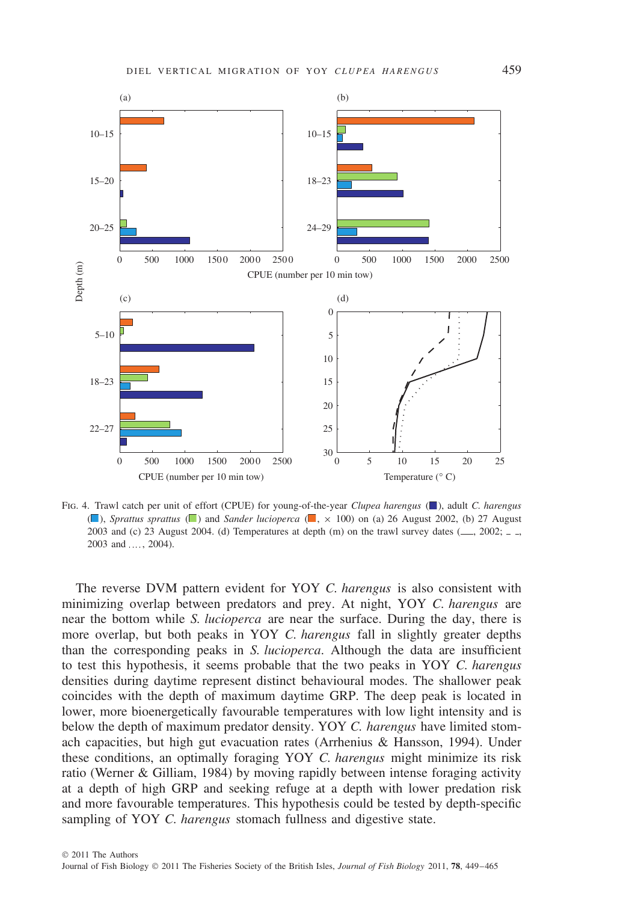FIG. 4. Trawl catch per unit of effort (CPUE) for young-of-the-year *Clupea harengus* (■), adult *C. harengus* (■), *Sprattus sprattus* (■) and *Sander lucioperca* (■, × 100) on (a) 26 August 2002, (b) 27 August 2003 and (c) 23 August 2004. (d) Temperatures at depth (m) on the trawl survey dates (___, 2002; _ _, 2003 and ...., 2004).

The reverse DVM pattern evident for YOY *C. harengus* is also consistent with minimizing overlap between predators and prey. At night, YOY *C. harengus* are near the bottom while *S. lucioperca* are near the surface. During the day, there is more overlap, but both peaks in YOY *C. harengus* fall in slightly greater depths than the corresponding peaks in *S. lucioperca*. Although the data are insufficient to test this hypothesis, it seems probable that the two peaks in YOY *C. harengus* densities during daytime represent distinct behavioural modes. The shallower peak coincides with the depth of maximum daytime GRP. The deep peak is located in lower, more bioenergetically favourable temperatures with low light intensity and is below the depth of maximum predator density. YOY *C. harengus* have limited stomach capacities, but high gut evacuation rates (Arrhenius & Hansson, 1994). Under these conditions, an optimally foraging YOY *C. harengus* might minimize its risk ratio (Werner & Gilliam, 1984) by moving rapidly between intense foraging activity at a depth of high GRP and seeking refuge at a depth with lower predation risk and more favourable temperatures. This hypothesis could be tested by depth-specific sampling of YOY *C. harengus* stomach fullness and digestive state.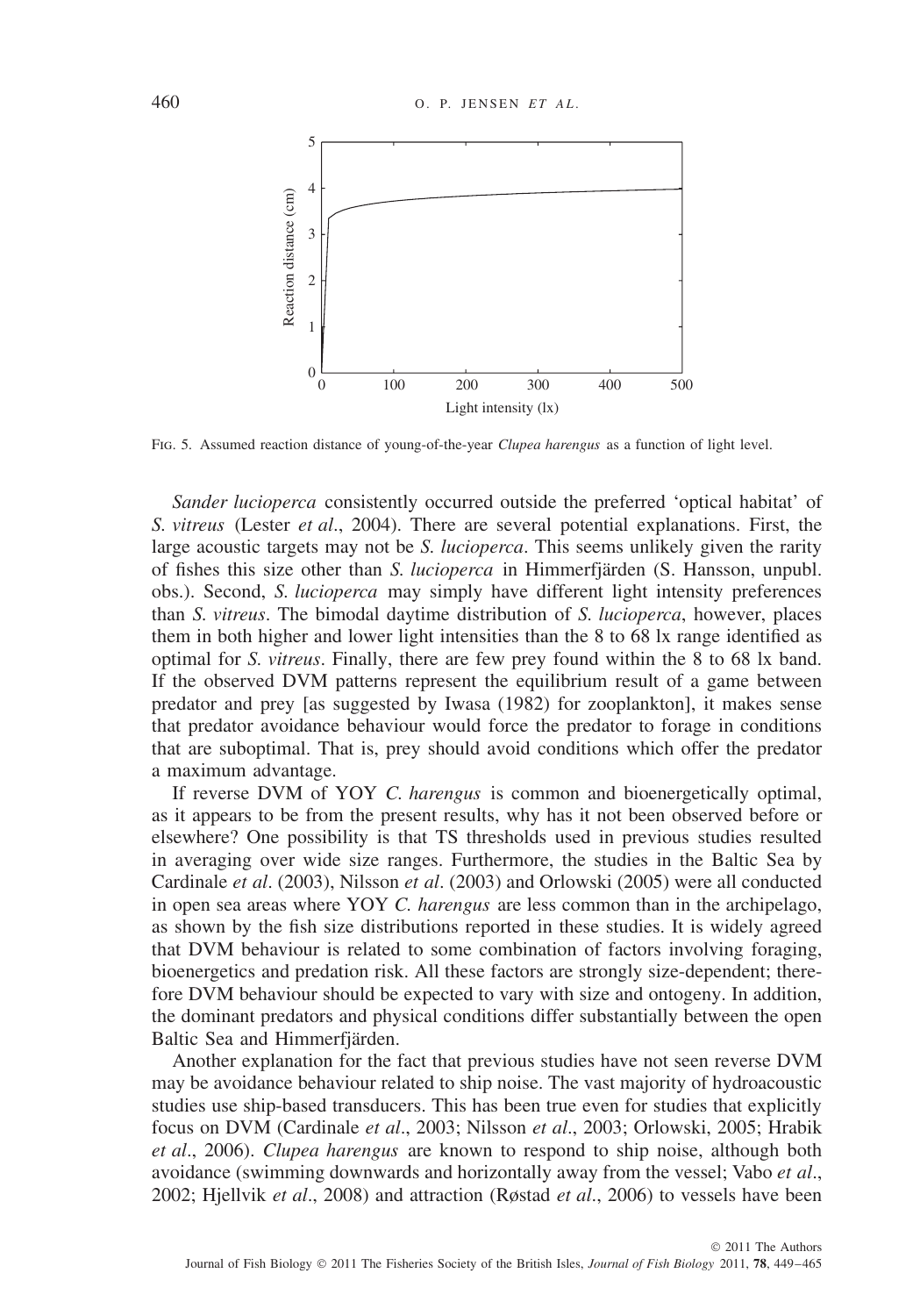Fig. 5. Assumed reaction distance of young-of-the-year *Clupea harengus* as a function of light level.

*Sander lucioperca* consistently occurred outside the preferred 'optical habitat' of *S. vitreus* (Lester *et al*., 2004). There are several potential explanations. First, the large acoustic targets may not be *S. lucioperca*. This seems unlikely given the rarity of fishes this size other than *S. lucioperca* in Himmerfjärden (S. Hansson, unpubl. obs.). Second, *S. lucioperca* may simply have different light intensity preferences than *S. vitreus*. The bimodal daytime distribution of *S. lucioperca*, however, places them in both higher and lower light intensities than the 8 to 68 lx range identified as optimal for *S. vitreus*. Finally, there are few prey found within the 8 to 68 lx band. If the observed DVM patterns represent the equilibrium result of a game between predator and prey [as suggested by Iwasa (1982) for zooplankton], it makes sense that predator avoidance behaviour would force the predator to forage in conditions that are suboptimal. That is, prey should avoid conditions which offer the predator a maximum advantage.

If reverse DVM of YOY *C. harengus* is common and bioenergetically optimal, as it appears to be from the present results, why has it not been observed before or elsewhere? One possibility is that TS thresholds used in previous studies resulted in averaging over wide size ranges. Furthermore, the studies in the Baltic Sea by Cardinale *et al*. (2003), Nilsson *et al*. (2003) and Orlowski (2005) were all conducted in open sea areas where YOY *C. harengus* are less common than in the archipelago, as shown by the fish size distributions reported in these studies. It is widely agreed that DVM behaviour is related to some combination of factors involving foraging, bioenergetics and predation risk. All these factors are strongly size-dependent; therefore DVM behaviour should be expected to vary with size and ontogeny. In addition, the dominant predators and physical conditions differ substantially between the open Baltic Sea and Himmerfjärden.

Another explanation for the fact that previous studies have not seen reverse DVM may be avoidance behaviour related to ship noise. The vast majority of hydroacoustic studies use ship-based transducers. This has been true even for studies that explicitly focus on DVM (Cardinale *et al*., 2003; Nilsson *et al*., 2003; Orlowski, 2005; Hrabik *et al*., 2006). *Clupea harengus* are known to respond to ship noise, although both avoidance (swimming downwards and horizontally away from the vessel; Vabo *et al*., 2002; Hjellvik *et al*., 2008) and attraction (Røstad *et al*., 2006) to vessels have been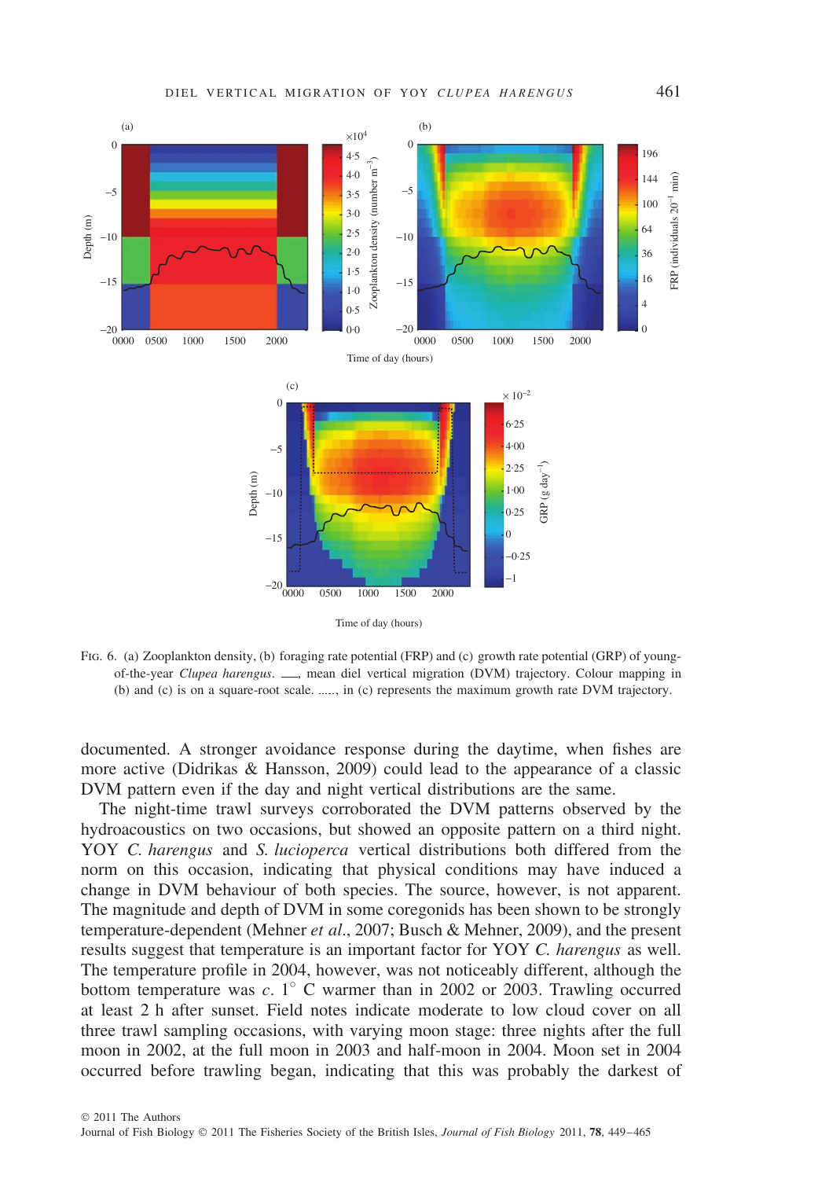Fig. 6. (a) Zooplankton density, (b) foraging rate potential (FRP) and (c) growth rate potential (GRP) of young-of-the-year *Clupea harengus*. ___, mean diel vertical migration (DVM) trajectory. Colour mapping in (b) and (c) is on a square-root scale. ......, in (c) represents the maximum growth rate DVM trajectory.

documented. A stronger avoidance response during the daytime, when fishes are more active (Didrikas & Hansson, 2009) could lead to the appearance of a classic DVM pattern even if the day and night vertical distributions are the same.

The night-time trawl surveys corroborated the DVM patterns observed by the hydroacoustics on two occasions, but showed an opposite pattern on a third night. YOY *C. harengus* and *S. lucioperca* vertical distributions both differed from the norm on this occasion, indicating that physical conditions may have induced a change in DVM behaviour of both species. The source, however, is not apparent. The magnitude and depth of DVM in some coregonids has been shown to be strongly temperature-dependent (Mehner *et al.*, 2007; Busch & Mehner, 2009), and the present results suggest that temperature is an important factor for YOY *C. harengus* as well. The temperature profile in 2004, however, was not noticeably different, although the bottom temperature was *c.* 1° C warmer than in 2002 or 2003. Trawling occurred at least 2 h after sunset. Field notes indicate moderate to low cloud cover on all three trawl sampling occasions, with varying moon stage: three nights after the full moon in 2002, at the full moon in 2003 and half-moon in 2004. Moon set in 2004 occurred before trawling began, indicating that this was probably the darkest of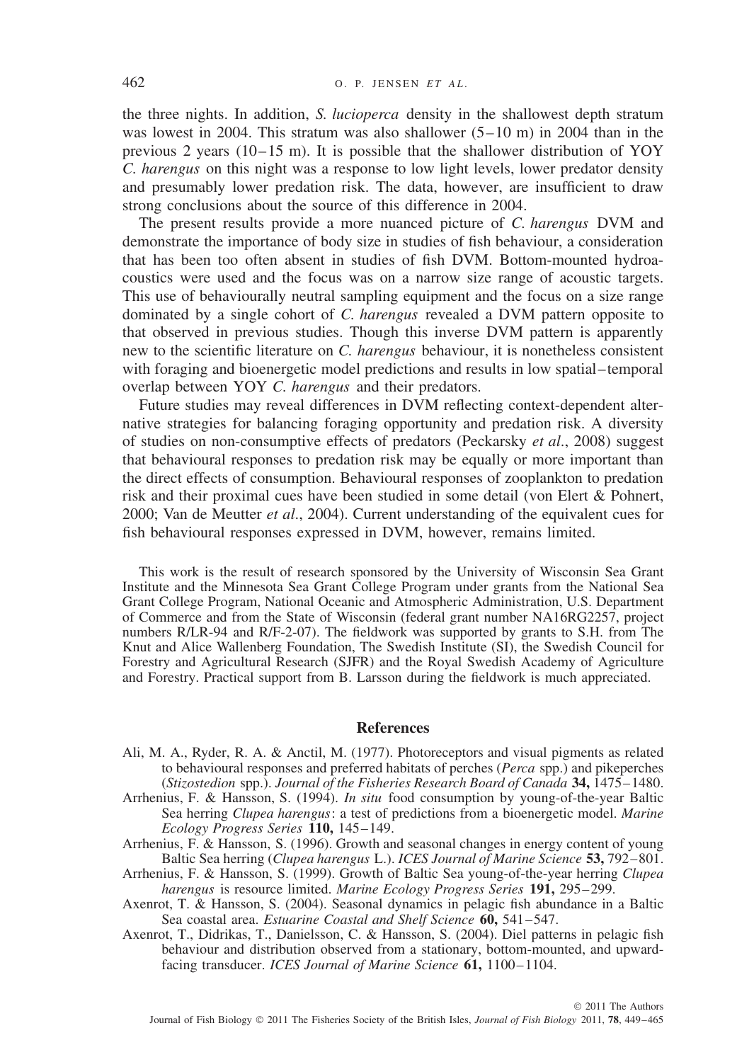the three nights. In addition, *S. lucioperca* density in the shallowest depth stratum was lowest in 2004. This stratum was also shallower (5–10 m) in 2004 than in the previous 2 years (10–15 m). It is possible that the shallower distribution of YOY *C. harengus* on this night was a response to low light levels, lower predator density and presumably lower predation risk. The data, however, are insufficient to draw strong conclusions about the source of this difference in 2004.

The present results provide a more nuanced picture of *C. harengus* DVM and demonstrate the importance of body size in studies of fish behaviour, a consideration that has been too often absent in studies of fish DVM. Bottom-mounted hydroacoustics were used and the focus was on a narrow size range of acoustic targets. This use of behaviourally neutral sampling equipment and the focus on a size range dominated by a single cohort of *C. harengus* revealed a DVM pattern opposite to that observed in previous studies. Though this inverse DVM pattern is apparently new to the scientific literature on *C. harengus* behaviour, it is nonetheless consistent with foraging and bioenergetic model predictions and results in low spatial–temporal overlap between YOY *C. harengus* and their predators.

Future studies may reveal differences in DVM reflecting context-dependent alternative strategies for balancing foraging opportunity and predation risk. A diversity of studies on non-consumptive effects of predators (Peckarsky *et al*., 2008) suggest that behavioural responses to predation risk may be equally or more important than the direct effects of consumption. Behavioural responses of zooplankton to predation risk and their proximal cues have been studied in some detail (von Elert & Pohnert, 2000; Van de Meutter *et al*., 2004). Current understanding of the equivalent cues for fish behavioural responses expressed in DVM, however, remains limited.

This work is the result of research sponsored by the University of Wisconsin Sea Grant Institute and the Minnesota Sea Grant College Program under grants from the National Sea Grant College Program, National Oceanic and Atmospheric Administration, U.S. Department of Commerce and from the State of Wisconsin (federal grant number NA16RG2257, project numbers R/LR-94 and R/F-2-07). The fieldwork was supported by grants to S.H. from The Knut and Alice Wallenberg Foundation, The Swedish Institute (SI), the Swedish Council for Forestry and Agricultural Research (SJFR) and the Royal Swedish Academy of Agriculture and Forestry. Practical support from B. Larsson during the fieldwork is much appreciated.

## References

Ali, M. A., Ryder, R. A. & Anctil, M. (1977). Photoreceptors and visual pigments as related to behavioural responses and preferred habitats of perches (*Perca* spp.) and pikeperches (*Stizostedion* spp.). *Journal of the Fisheries Research Board of Canada* **34,** 1475–1480.

Arrhenius, F. & Hansson, S. (1994). *In situ* food consumption by young-of-the-year Baltic Sea herring *Clupea harengus*: a test of predictions from a bioenergetic model. *Marine Ecology Progress Series* **110,** 145–149.

Arrhenius, F. & Hansson, S. (1996). Growth and seasonal changes in energy content of young Baltic Sea herring (*Clupea harengus* L.). *ICES Journal of Marine Science* **53,** 792–801.

Arrhenius, F. & Hansson, S. (1999). Growth of Baltic Sea young-of-the-year herring *Clupea harengus* is resource limited. *Marine Ecology Progress Series* **191,** 295–299.

Axenrot, T. & Hansson, S. (2004). Seasonal dynamics in pelagic fish abundance in a Baltic Sea coastal area. *Estuarine Coastal and Shelf Science* **60,** 541–547.

Axenrot, T., Didrikas, T., Danielsson, C. & Hansson, S. (2004). Diel patterns in pelagic fish behaviour and distribution observed from a stationary, bottom-mounted, and upward-facing transducer. *ICES Journal of Marine Science* **61,** 1100–1104.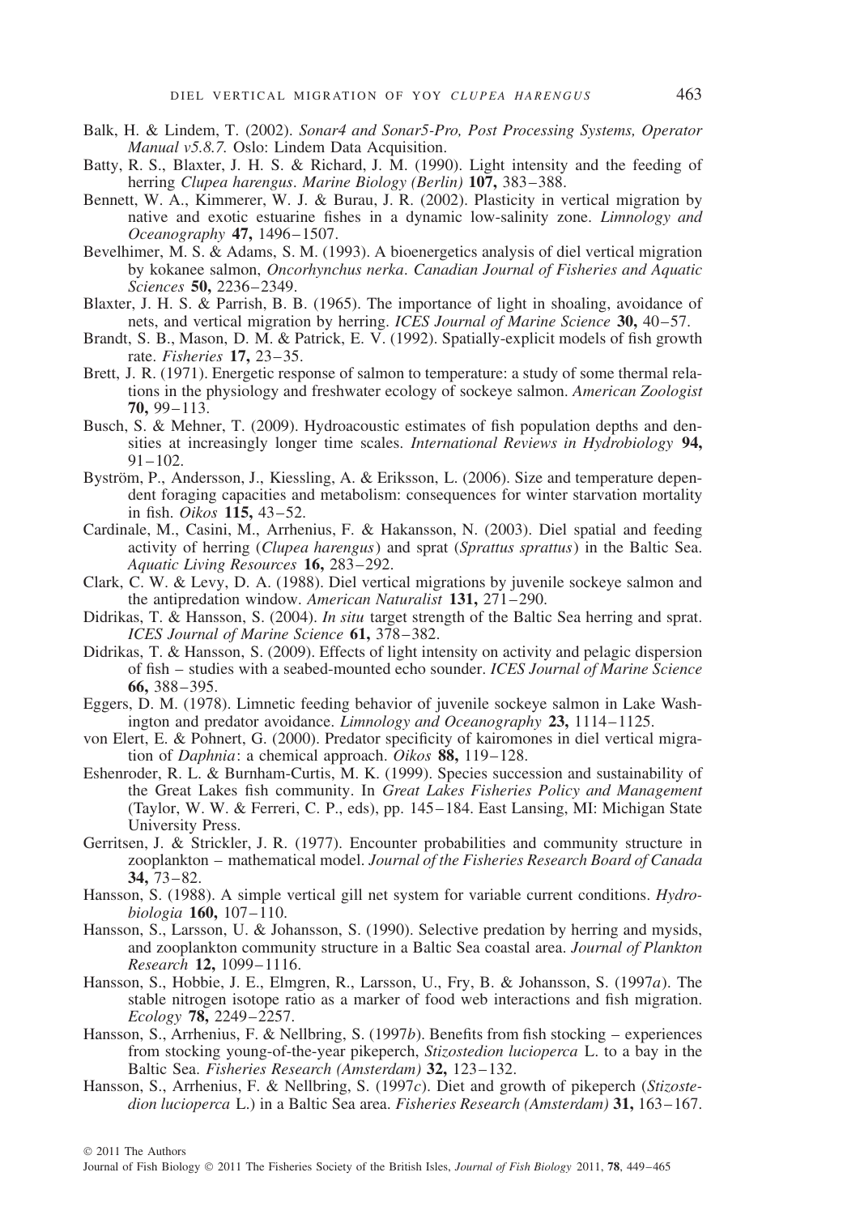Balk, H. & Lindem, T. (2002). *Sonar4 and Sonar5-Pro, Post Processing Systems, Operator Manual v5.8.7.* Oslo: Lindem Data Acquisition.

Batty, R. S., Blaxter, J. H. S. & Richard, J. M. (1990). Light intensity and the feeding of herring *Clupea harengus*. *Marine Biology (Berlin)* **107,** 383–388.

Bennett, W. A., Kimmerer, W. J. & Burau, J. R. (2002). Plasticity in vertical migration by native and exotic estuarine fishes in a dynamic low-salinity zone. *Limnology and Oceanography* **47,** 1496–1507.

Bevelhimer, M. S. & Adams, S. M. (1993). A bioenergetics analysis of diel vertical migration by kokanee salmon, *Oncorhynchus nerka*. *Canadian Journal of Fisheries and Aquatic Sciences* **50,** 2236–2349.

Blaxter, J. H. S. & Parrish, B. B. (1965). The importance of light in shoaling, avoidance of nets, and vertical migration by herring. *ICES Journal of Marine Science* **30,** 40–57.

Brandt, S. B., Mason, D. M. & Patrick, E. V. (1992). Spatially-explicit models of fish growth rate. *Fisheries* **17,** 23–35.

Brett, J. R. (1971). Energetic response of salmon to temperature: a study of some thermal relations in the physiology and freshwater ecology of sockeye salmon. *American Zoologist* **70,** 99–113.

Busch, S. & Mehner, T. (2009). Hydroacoustic estimates of fish population depths and densities at increasingly longer time scales. *International Reviews in Hydrobiology* **94,** 91–102.

Byström, P., Andersson, J., Kiessling, A. & Eriksson, L. (2006). Size and temperature dependent foraging capacities and metabolism: consequences for winter starvation mortality in fish. *Oikos* **115,** 43–52.

Cardinale, M., Casini, M., Arrhenius, F. & Hakansson, N. (2003). Diel spatial and feeding activity of herring (*Clupea harengus*) and sprat (*Sprattus sprattus*) in the Baltic Sea. *Aquatic Living Resources* **16,** 283–292.

Clark, C. W. & Levy, D. A. (1988). Diel vertical migrations by juvenile sockeye salmon and the antipredation window. *American Naturalist* **131,** 271–290.

Didrikas, T. & Hansson, S. (2004). *In situ* target strength of the Baltic Sea herring and sprat. *ICES Journal of Marine Science* **61,** 378–382.

Didrikas, T. & Hansson, S. (2009). Effects of light intensity on activity and pelagic dispersion of fish – studies with a seabed-mounted echo sounder. *ICES Journal of Marine Science* **66,** 388–395.

Eggers, D. M. (1978). Limnetic feeding behavior of juvenile sockeye salmon in Lake Washington and predator avoidance. *Limnology and Oceanography* **23,** 1114–1125.

von Elert, E. & Pohnert, G. (2000). Predator specificity of kairomones in diel vertical migration of *Daphnia*: a chemical approach. *Oikos* **88,** 119–128.

Eshenroder, R. L. & Burnham-Curtis, M. K. (1999). Species succession and sustainability of the Great Lakes fish community. In *Great Lakes Fisheries Policy and Management* (Taylor, W. W. & Ferreri, C. P., eds), pp. 145–184. East Lansing, MI: Michigan State University Press.

Gerritsen, J. & Strickler, J. R. (1977). Encounter probabilities and community structure in zooplankton – mathematical model. *Journal of the Fisheries Research Board of Canada* **34,** 73–82.

Hansson, S. (1988). A simple vertical gill net system for variable current conditions. *Hydrobiologia* **160,** 107–110.

Hansson, S., Larsson, U. & Johansson, S. (1990). Selective predation by herring and mysids, and zooplankton community structure in a Baltic Sea coastal area. *Journal of Plankton Research* **12,** 1099–1116.

Hansson, S., Hobbie, J. E., Elmgren, R., Larsson, U., Fry, B. & Johansson, S. (1997*a*). The stable nitrogen isotope ratio as a marker of food web interactions and fish migration. *Ecology* **78,** 2249–2257.

Hansson, S., Arrhenius, F. & Nellbring, S. (1997*b*). Benefits from fish stocking – experiences from stocking young-of-the-year pikeperch, *Stizostedion lucioperca* L. to a bay in the Baltic Sea. *Fisheries Research (Amsterdam)* **32,** 123–132.

Hansson, S., Arrhenius, F. & Nellbring, S. (1997*c*). Diet and growth of pikeperch (*Stizostedion lucioperca* L.) in a Baltic Sea area. *Fisheries Research (Amsterdam)* **31,** 163–167.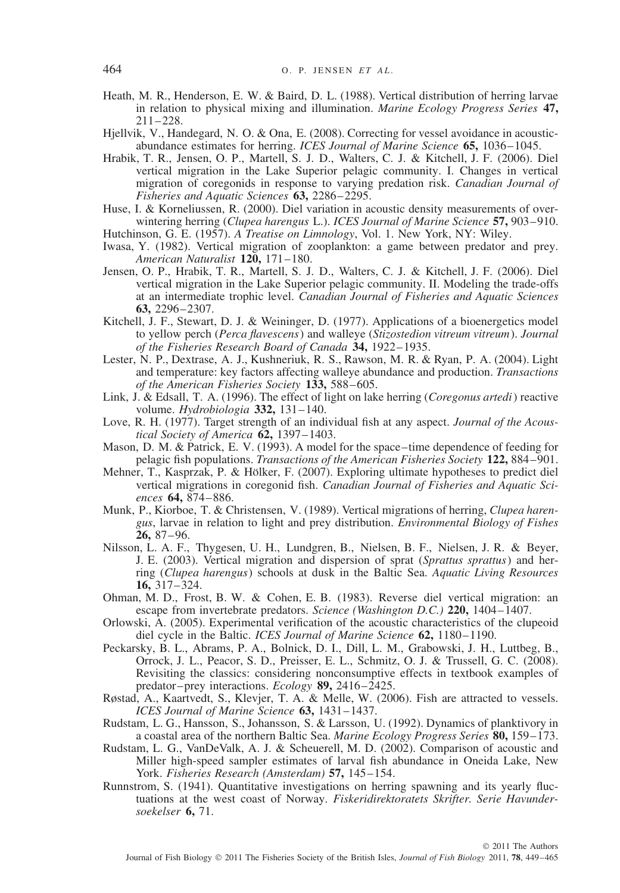Heath, M. R., Henderson, E. W. & Baird, D. L. (1988). Vertical distribution of herring larvae in relation to physical mixing and illumination. *Marine Ecology Progress Series* **47,** 211–228.

Hjellvik, V., Handegard, N. O. & Ona, E. (2008). Correcting for vessel avoidance in acoustic-abundance estimates for herring. *ICES Journal of Marine Science* **65,** 1036–1045.

Hrabik, T. R., Jensen, O. P., Martell, S. J. D., Walters, C. J. & Kitchell, J. F. (2006). Diel vertical migration in the Lake Superior pelagic community. I. Changes in vertical migration of coregonids in response to varying predation risk. *Canadian Journal of Fisheries and Aquatic Sciences* **63,** 2286–2295.

Huse, I. & Korneliussen, R. (2000). Diel variation in acoustic density measurements of overwintering herring (*Clupea harengus* L.). *ICES Journal of Marine Science* **57,** 903–910.

Hutchinson, G. E. (1957). *A Treatise on Limnology*, Vol. 1. New York, NY: Wiley.

Iwasa, Y. (1982). Vertical migration of zooplankton: a game between predator and prey. *American Naturalist* **120,** 171–180.

Jensen, O. P., Hrabik, T. R., Martell, S. J. D., Walters, C. J. & Kitchell, J. F. (2006). Diel vertical migration in the Lake Superior pelagic community. II. Modeling the trade-offs at an intermediate trophic level. *Canadian Journal of Fisheries and Aquatic Sciences* **63,** 2296–2307.

Kitchell, J. F., Stewart, D. J. & Weininger, D. (1977). Applications of a bioenergetics model to yellow perch (*Perca flavescens*) and walleye (*Stizostedion vitreum vitreum*). *Journal of the Fisheries Research Board of Canada* **34,** 1922–1935.

Lester, N. P., Dextrase, A. J., Kushneriuk, R. S., Rawson, M. R. & Ryan, P. A. (2004). Light and temperature: key factors affecting walleye abundance and production. *Transactions of the American Fisheries Society* **133,** 588–605.

Link, J. & Edsall, T. A. (1996). The effect of light on lake herring (*Coregonus artedi*) reactive volume. *Hydrobiologia* **332,** 131–140.

Love, R. H. (1977). Target strength of an individual fish at any aspect. *Journal of the Acoustical Society of America* **62,** 1397–1403.

Mason, D. M. & Patrick, E. V. (1993). A model for the space–time dependence of feeding for pelagic fish populations. *Transactions of the American Fisheries Society* **122,** 884–901.

Mehner, T., Kasprzak, P. & Hölker, F. (2007). Exploring ultimate hypotheses to predict diel vertical migrations in coregonid fish. *Canadian Journal of Fisheries and Aquatic Sciences* **64,** 874–886.

Munk, P., Kiorboe, T. & Christensen, V. (1989). Vertical migrations of herring, *Clupea harengus*, larvae in relation to light and prey distribution. *Environmental Biology of Fishes* **26,** 87–96.

Nilsson, L. A. F., Thygesen, U. H., Lundgren, B., Nielsen, B. F., Nielsen, J. R. & Beyer, J. E. (2003). Vertical migration and dispersion of sprat (*Sprattus sprattus*) and herring (*Clupea harengus*) schools at dusk in the Baltic Sea. *Aquatic Living Resources* **16,** 317–324.

Ohman, M. D., Frost, B. W. & Cohen, E. B. (1983). Reverse diel vertical migration: an escape from invertebrate predators. *Science (Washington D.C.)* **220,** 1404–1407.

Orlowski, A. (2005). Experimental verification of the acoustic characteristics of the clupeoid diel cycle in the Baltic. *ICES Journal of Marine Science* **62,** 1180–1190.

Peckarsky, B. L., Abrams, P. A., Bolnick, D. I., Dill, L. M., Grabowski, J. H., Luttbeg, B., Orrock, J. L., Peacor, S. D., Preisser, E. L., Schmitz, O. J. & Trussell, G. C. (2008). Revisiting the classics: considering nonconsumptive effects in textbook examples of predator–prey interactions. *Ecology* **89,** 2416–2425.

Røstad, A., Kaartvedt, S., Klevjer, T. A. & Melle, W. (2006). Fish are attracted to vessels. *ICES Journal of Marine Science* **63,** 1431–1437.

Rudstam, L. G., Hansson, S., Johansson, S. & Larsson, U. (1992). Dynamics of planktivory in a coastal area of the northern Baltic Sea. *Marine Ecology Progress Series* **80,** 159–173.

Rudstam, L. G., VanDeValk, A. J. & Scheuerell, M. D. (2002). Comparison of acoustic and Miller high-speed sampler estimates of larval fish abundance in Oneida Lake, New York. *Fisheries Research (Amsterdam)* **57,** 145–154.

Runnstrom, S. (1941). Quantitative investigations on herring spawning and its yearly fluctuations at the west coast of Norway. *Fiskeridirektoratets Skrifter. Serie Havundersoekelser* **6,** 71.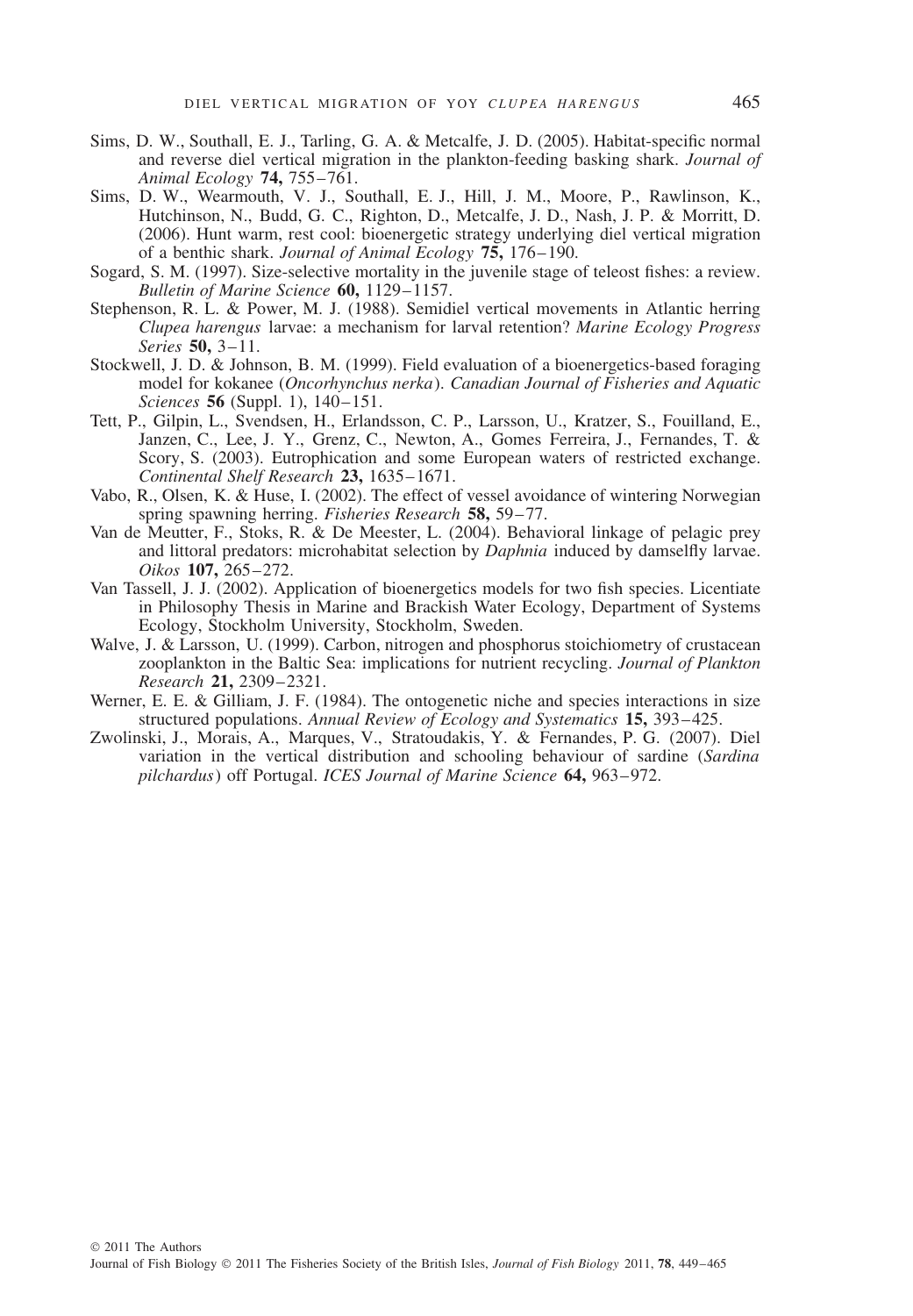Sims, D. W., Southall, E. J., Tarling, G. A. & Metcalfe, J. D. (2005). Habitat-specific normal and reverse diel vertical migration in the plankton-feeding basking shark. *Journal of Animal Ecology* **74,** 755–761.

Sims, D. W., Wearmouth, V. J., Southall, E. J., Hill, J. M., Moore, P., Rawlinson, K., Hutchinson, N., Budd, G. C., Righton, D., Metcalfe, J. D., Nash, J. P. & Morritt, D. (2006). Hunt warm, rest cool: bioenergetic strategy underlying diel vertical migration of a benthic shark. *Journal of Animal Ecology* **75,** 176–190.

Sogard, S. M. (1997). Size-selective mortality in the juvenile stage of teleost fishes: a review. *Bulletin of Marine Science* **60,** 1129–1157.

Stephenson, R. L. & Power, M. J. (1988). Semidiel vertical movements in Atlantic herring *Clupea harengus* larvae: a mechanism for larval retention? *Marine Ecology Progress Series* **50,** 3–11.

Stockwell, J. D. & Johnson, B. M. (1999). Field evaluation of a bioenergetics-based foraging model for kokanee (*Oncorhynchus nerka*). *Canadian Journal of Fisheries and Aquatic Sciences* **56** (Suppl. 1), 140–151.

Tett, P., Gilpin, L., Svendsen, H., Erlandsson, C. P., Larsson, U., Kratzer, S., Fouilland, E., Janzen, C., Lee, J. Y., Grenz, C., Newton, A., Gomes Ferreira, J., Fernandes, T. & Scory, S. (2003). Eutrophication and some European waters of restricted exchange. *Continental Shelf Research* **23,** 1635–1671.

Vabo, R., Olsen, K. & Huse, I. (2002). The effect of vessel avoidance of wintering Norwegian spring spawning herring. *Fisheries Research* **58,** 59–77.

Van de Meutter, F., Stoks, R. & De Meester, L. (2004). Behavioral linkage of pelagic prey and littoral predators: microhabitat selection by *Daphnia* induced by damselfly larvae. *Oikos* **107,** 265–272.

Van Tassell, J. J. (2002). Application of bioenergetics models for two fish species. Licentiate in Philosophy Thesis in Marine and Brackish Water Ecology, Department of Systems Ecology, Stockholm University, Stockholm, Sweden.

Walve, J. & Larsson, U. (1999). Carbon, nitrogen and phosphorus stoichiometry of crustacean zooplankton in the Baltic Sea: implications for nutrient recycling. *Journal of Plankton Research* **21,** 2309–2321.

Werner, E. E. & Gilliam, J. F. (1984). The ontogenetic niche and species interactions in size structured populations. *Annual Review of Ecology and Systematics* **15,** 393–425.

Zwolinski, J., Morais, A., Marques, V., Stratoudakis, Y. & Fernandes, P. G. (2007). Diel variation in the vertical distribution and schooling behaviour of sardine (*Sardina pilchardus*) off Portugal. *ICES Journal of Marine Science* **64,** 963–972.